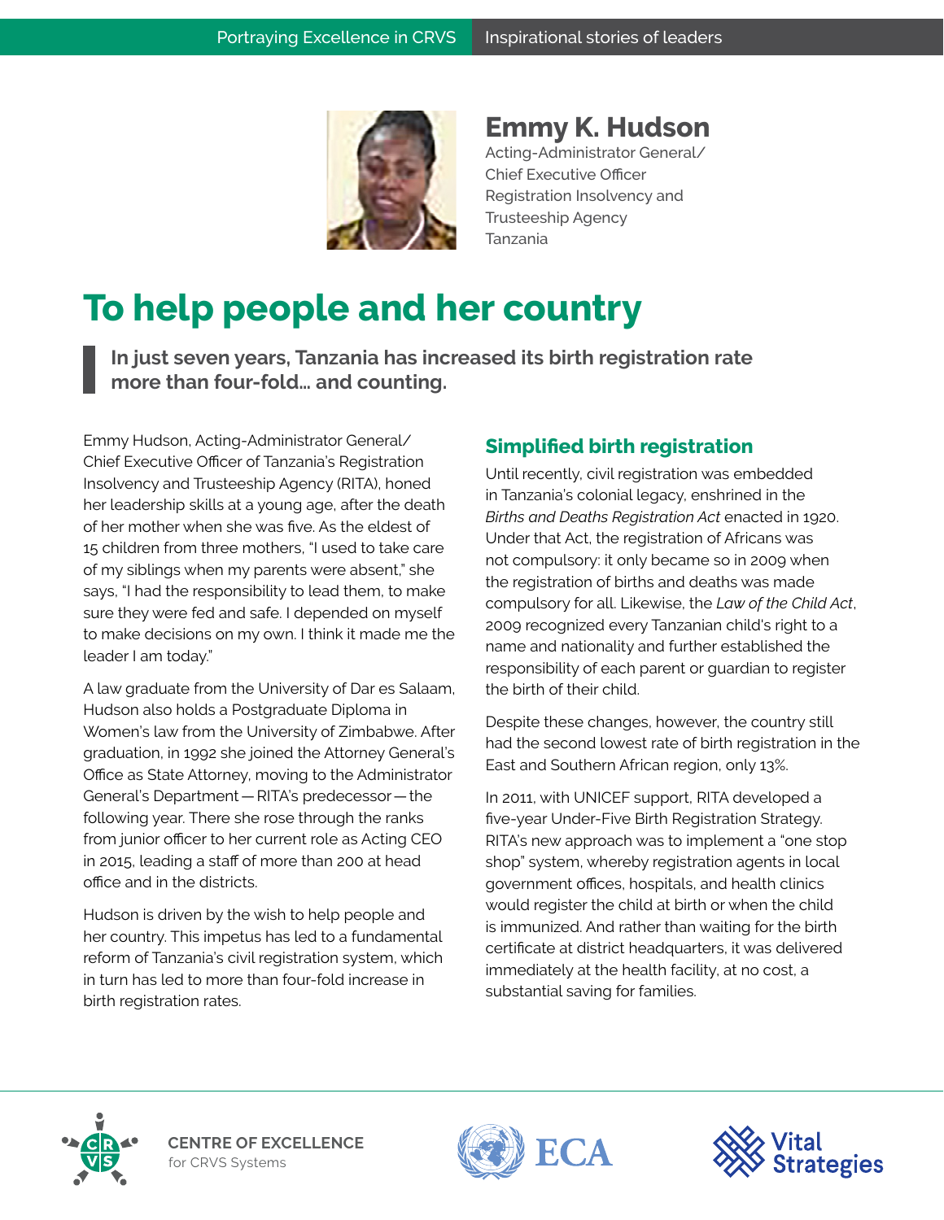**Emmy K. Hudson**
Acting-Administrator General/
Chief Executive Officer
Registration Insolvency and
Trusteeship Agency
Tanzania

# To help people and her country

> **In just seven years, Tanzania has increased its birth registration rate more than four-fold... and counting.**

Emmy Hudson, Acting-Administrator General/ Chief Executive Officer of Tanzania's Registration Insolvency and Trusteeship Agency (RITA), honed her leadership skills at a young age, after the death of her mother when she was five. As the eldest of 15 children from three mothers, "I used to take care of my siblings when my parents were absent," she says, "I had the responsibility to lead them, to make sure they were fed and safe. I depended on myself to make decisions on my own. I think it made me the leader I am today."

A law graduate from the University of Dar es Salaam, Hudson also holds a Postgraduate Diploma in Women's law from the University of Zimbabwe. After graduation, in 1992 she joined the Attorney General's Office as State Attorney, moving to the Administrator General's Department — RITA's predecessor — the following year. There she rose through the ranks from junior officer to her current role as Acting CEO in 2015, leading a staff of more than 200 at head office and in the districts.

Hudson is driven by the wish to help people and her country. This impetus has led to a fundamental reform of Tanzania's civil registration system, which in turn has led to more than four-fold increase in birth registration rates.

## Simplified birth registration

Until recently, civil registration was embedded in Tanzania's colonial legacy, enshrined in the *Births and Deaths Registration Act* enacted in 1920. Under that Act, the registration of Africans was not compulsory: it only became so in 2009 when the registration of births and deaths was made compulsory for all. Likewise, the *Law of the Child Act*, 2009 recognized every Tanzanian child's right to a name and nationality and further established the responsibility of each parent or guardian to register the birth of their child.

Despite these changes, however, the country still had the second lowest rate of birth registration in the East and Southern African region, only 13%.

In 2011, with UNICEF support, RITA developed a five-year Under-Five Birth Registration Strategy. RITA's new approach was to implement a "one stop shop" system, whereby registration agents in local government offices, hospitals, and health clinics would register the child at birth or when the child is immunized. And rather than waiting for the birth certificate at district headquarters, it was delivered immediately at the health facility, at no cost, a substantial saving for families.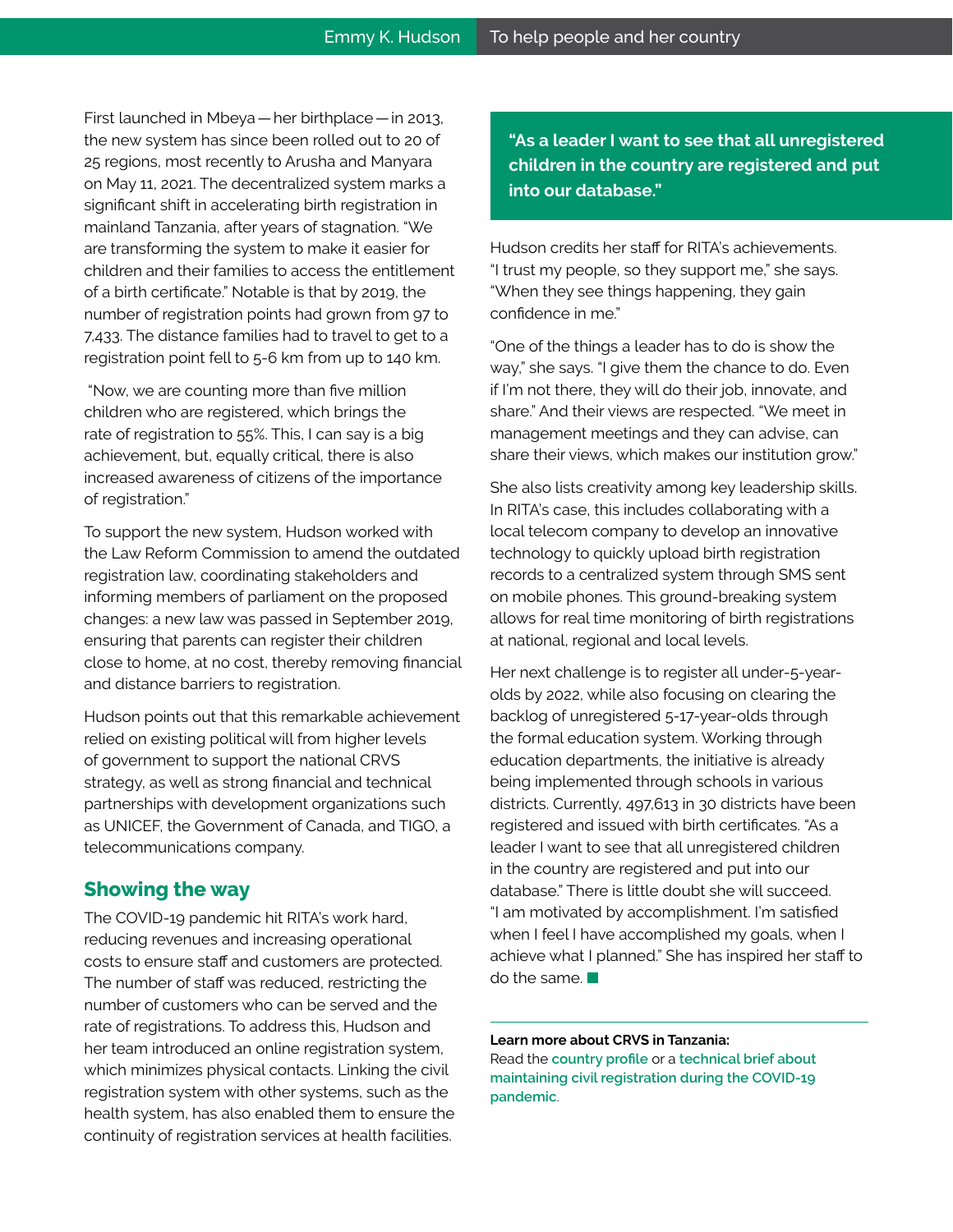First launched in Mbeya — her birthplace — in 2013, the new system has since been rolled out to 20 of 25 regions, most recently to Arusha and Manyara on May 11, 2021. The decentralized system marks a significant shift in accelerating birth registration in mainland Tanzania, after years of stagnation. "We are transforming the system to make it easier for children and their families to access the entitlement of a birth certificate." Notable is that by 2019, the number of registration points had grown from 97 to 7,433. The distance families had to travel to get to a registration point fell to 5-6 km from up to 140 km.

"Now, we are counting more than five million children who are registered, which brings the rate of registration to 55%. This, I can say is a big achievement, but, equally critical, there is also increased awareness of citizens of the importance of registration."

To support the new system, Hudson worked with the Law Reform Commission to amend the outdated registration law, coordinating stakeholders and informing members of parliament on the proposed changes: a new law was passed in September 2019, ensuring that parents can register their children close to home, at no cost, thereby removing financial and distance barriers to registration.

Hudson points out that this remarkable achievement relied on existing political will from higher levels of government to support the national CRVS strategy, as well as strong financial and technical partnerships with development organizations such as UNICEF, the Government of Canada, and TIGO, a telecommunications company.

## Showing the way

The COVID-19 pandemic hit RITA's work hard, reducing revenues and increasing operational costs to ensure staff and customers are protected. The number of staff was reduced, restricting the number of customers who can be served and the rate of registrations. To address this, Hudson and her team introduced an online registration system, which minimizes physical contacts. Linking the civil registration system with other systems, such as the health system, has also enabled them to ensure the continuity of registration services at health facilities.

**"As a leader I want to see that all unregistered children in the country are registered and put into our database."**

Hudson credits her staff for RITA's achievements. "I trust my people, so they support me," she says. "When they see things happening, they gain confidence in me."

"One of the things a leader has to do is show the way," she says. "I give them the chance to do. Even if I'm not there, they will do their job, innovate, and share." And their views are respected. "We meet in management meetings and they can advise, can share their views, which makes our institution grow."

She also lists creativity among key leadership skills. In RITA's case, this includes collaborating with a local telecom company to develop an innovative technology to quickly upload birth registration records to a centralized system through SMS sent on mobile phones. This ground-breaking system allows for real time monitoring of birth registrations at national, regional and local levels.

Her next challenge is to register all under-5-year-olds by 2022, while also focusing on clearing the backlog of unregistered 5-17-year-olds through the formal education system. Working through education departments, the initiative is already being implemented through schools in various districts. Currently, 497,613 in 30 districts have been registered and issued with birth certificates. "As a leader I want to see that all unregistered children in the country are registered and put into our database." There is little doubt she will succeed. "I am motivated by accomplishment. I'm satisfied when I feel I have accomplished my goals, when I achieve what I planned." She has inspired her staff to do the same. ■

---

**Learn more about CRVS in Tanzania:**
Read the country profile or a technical brief about maintaining civil registration during the COVID-19 pandemic.